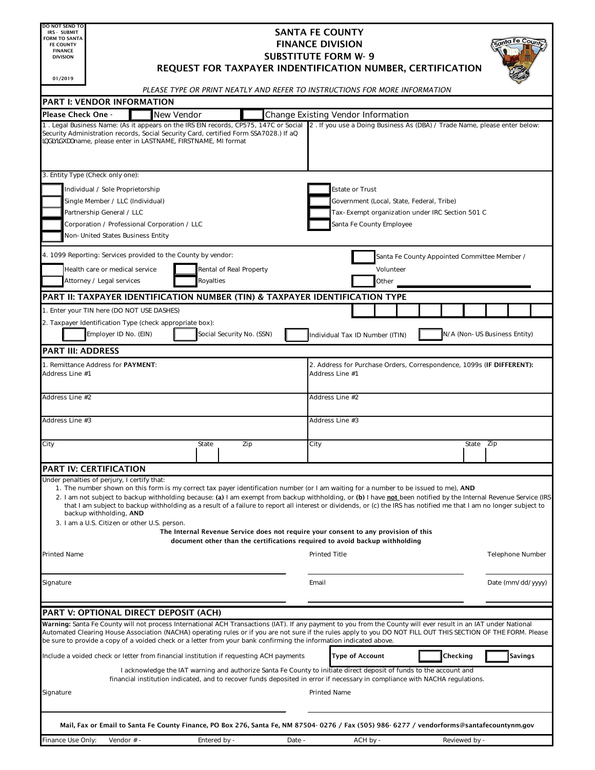DO NOT SEND TO IRS - SUBMIT FORM TO SANTA FE COUNTY FINANCE DIVISION

01/2019

# SANTA FE COUNTY
## FINANCE DIVISION
## SUBSTITUTE FORM W-9
## REQUEST FOR TAXPAYER IDENTIFICATION NUMBER, CERTIFICATION

*PLEASE TYPE OR PRINT NEATLY AND REFER TO INSTRUCTIONS FOR MORE INFORMATION*

## PART I: VENDOR INFORMATION

**Please Check One** - ☐ New Vendor ☐ Change Existing Vendor Information

1 . Legal Business Name: (As it appears on the IRS EIN records, CP575, 147C or Social Security Administration records, Social Security Card, certified Form SSA7028.) If aQ LQGLYLGXDOname, please enter in LASTNAME, FIRSTNAME, MI format

2 . If you use a Doing Business As (DBA) / Trade Name, please enter below:

3. Entity Type (Check only one):

- ☐ Individual / Sole Proprietorship
- ☐ Single Member / LLC (Individual)
- ☐ Partnership General / LLC
- ☐ Corporation / Professional Corporation / LLC
- ☐ Non-United States Business Entity
- ☐ Estate or Trust
- ☐ Government (Local, State, Federal, Tribe)
- ☐ Tax-Exempt organization under IRC Section 501 C
- ☐ Santa Fe County Employee

4. 1099 Reporting: Services provided to the County by vendor:

- ☐ Health care or medical service
- ☐ Attorney / Legal services
- ☐ Rental of Real Property
- ☐ Royalties
- ☐ Santa Fe County Appointed Committee Member / Volunteer
- ☐ Other ______________________

## PART II: TAXPAYER IDENTIFICATION NUMBER (TIN) & TAXPAYER IDENTIFICATION TYPE

1. Enter your TIN here (DO NOT USE DASHES) ☐☐☐☐☐☐☐☐☐

2. Taxpayer Identification Type (check appropriate box):

☐ Employer ID No. (EIN) ☐ Social Security No. (SSN) ☐ Individual Tax ID Number (ITIN) ☐ N/A (Non-US Business Entity)

## PART III: ADDRESS

| 1. Remittance Address for **PAYMENT**: | 2. Address for Purchase Orders, Correspondence, 1099s (**IF DIFFERENT):** |
|---|---|
| Address Line #1 | Address Line #1 |
| Address Line #2 | Address Line #2 |
| Address Line #3 | Address Line #3 |
| City / State / Zip | City / State / Zip |

## PART IV: CERTIFICATION

Under penalties of perjury, I certify that:

1. The number shown on this form is my correct tax payer identification number (or I am waiting for a number to be issued to me), **AND**
2. I am not subject to backup withholding because: **(a)** I am exempt from backup withholding, or **(b)** I have **not** been notified by the Internal Revenue Service (IRS) that I am subject to backup withholding as a result of a failure to report all interest or dividends, or (c) the IRS has notified me that I am no longer subject to backup withholding, **AND**
3. I am a U.S. Citizen or other U.S. person.

**The Internal Revenue Service does not require your consent to any provision of this document other than the certifications required to avoid backup withholding**

| Printed Name | Printed Title | Telephone Number |
|---|---|---|
| Signature | Email | Date (mm/dd/yyyy) |

## PART V: OPTIONAL DIRECT DEPOSIT (ACH)

**Warning:** Santa Fe County will not process International ACH Transactions (IAT). If any payment to you from the County will ever result in an IAT under National Automated Clearing House Association (NACHA) operating rules or if you are not sure if the rules apply to you DO NOT FILL OUT THIS SECTION OF THE FORM. Please be sure to provide a copy of a voided check or a letter from your bank confirming the information indicated above.

Include a voided check or letter from financial institution if requesting ACH payments **Type of Account** ☐ **Checking** ☐ **Savings**

I acknowledge the IAT warning and authorize Santa Fe County to initiate direct deposit of funds to the account and financial institution indicated, and to recover funds deposited in error if necessary in compliance with NACHA regulations.

| Signature | Printed Name |
|---|---|

**Mail, Fax or Email to Santa Fe County Finance, PO Box 276, Santa Fe, NM 87504-0276 / Fax (505) 986-6277 / vendorforms@santafecountynm.gov**

Finance Use Only: Vendor # - Entered by - Date - ACH by - Reviewed by -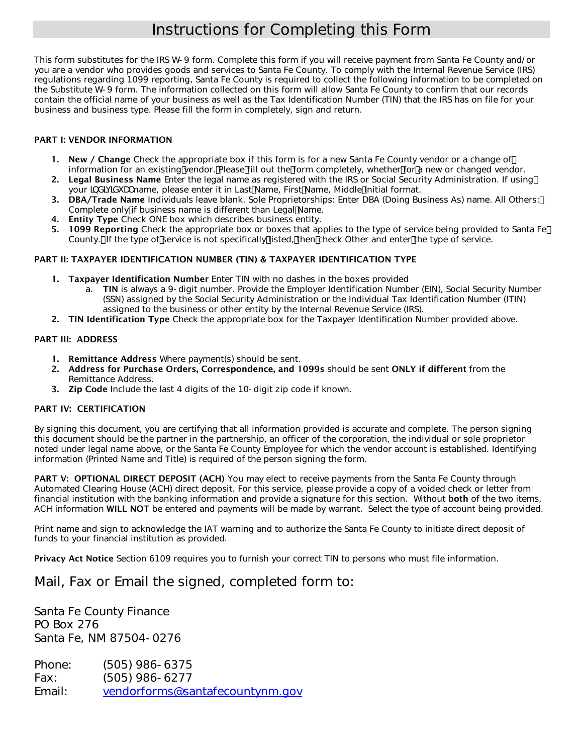# Instructions for Completing this Form

This form substitutes for the IRS W-9 form. Complete this form if you will receive payment from Santa Fe County and/or you are a vendor who provides goods and services to Santa Fe County. To comply with the Internal Revenue Service (IRS) regulations regarding 1099 reporting, Santa Fe County is required to collect the following information to be completed on the Substitute W-9 form. The information collected on this form will allow Santa Fe County to confirm that our records contain the official name of your business as well as the Tax Identification Number (TIN) that the IRS has on file for your business and business type. Please fill the form in completely, sign and return.

**PART I: VENDOR INFORMATION**

1. **New / Change** Check the appropriate box if this form is for a new Santa Fe County vendor or a change of information for an existing vendor. Please fill out the form completely, whether for a new or changed vendor.
2. **Legal Business Name** Enter the legal name as registered with the IRS or Social Security Administration. If using your individual name, please enter it in Last Name, First Name, Middle Initial format.
3. **DBA/Trade Name** Individuals leave blank. Sole Proprietorships: Enter DBA (Doing Business As) name. All Others: Complete only if business name is different than Legal Name.
4. **Entity Type** Check ONE box which describes business entity.
5. **1099 Reporting** Check the appropriate box or boxes that applies to the type of service being provided to Santa Fe County. If the type of service is not specifically listed, then check Other and enter the type of service.

**PART II: TAXPAYER IDENTIFICATION NUMBER (TIN) & TAXPAYER IDENTIFICATION TYPE**

1. **Taxpayer Identification Number** Enter TIN with no dashes in the boxes provided
   a. **TIN** is always a 9-digit number. Provide the Employer Identification Number (EIN), Social Security Number (SSN) assigned by the Social Security Administration or the Individual Tax Identification Number (ITIN) assigned to the business or other entity by the Internal Revenue Service (IRS).
2. **TIN Identification Type** Check the appropriate box for the Taxpayer Identification Number provided above.

**PART III: ADDRESS**

1. **Remittance Address** Where payment(s) should be sent.
2. **Address for Purchase Orders, Correspondence, and 1099s** should be sent **ONLY if different** from the Remittance Address.
3. **Zip Code** Include the last 4 digits of the 10-digit zip code if known.

**PART IV: CERTIFICATION**

By signing this document, you are certifying that all information provided is accurate and complete. The person signing this document should be the partner in the partnership, an officer of the corporation, the individual or sole proprietor noted under legal name above, or the Santa Fe County Employee for which the vendor account is established. Identifying information (Printed Name and Title) is required of the person signing the form.

**PART V: OPTIONAL DIRECT DEPOSIT (ACH)** You may elect to receive payments from the Santa Fe County through Automated Clearing House (ACH) direct deposit. For this service, please provide a copy of a voided check or letter from financial institution with the banking information and provide a signature for this section. Without **both** of the two items, ACH information **WILL NOT** be entered and payments will be made by warrant. Select the type of account being provided.

Print name and sign to acknowledge the IAT warning and to authorize the Santa Fe County to initiate direct deposit of funds to your financial institution as provided.

**Privacy Act Notice** Section 6109 requires you to furnish your correct TIN to persons who must file information.

## Mail, Fax or Email the signed, completed form to:

Santa Fe County Finance
PO Box 276
Santa Fe, NM 87504-0276

Phone: (505) 986-6375
Fax: (505) 986-6277
Email: vendorforms@santafecountynm.gov